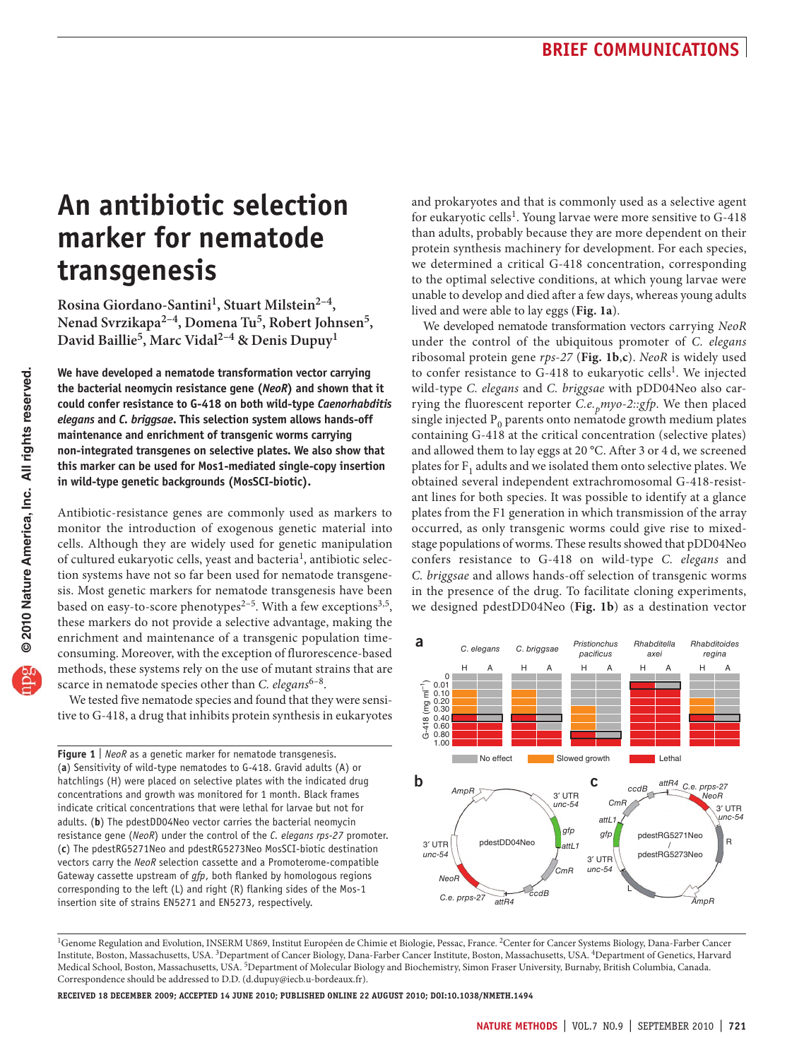# An antibiotic selection marker for nematode transgenesis

**Rosina Giordano-Santini[1], Stuart Milstein[2–4], Nenad Svrzikapa[2–4], Domena Tu[5], Robert Johnsen[5], David Baillie[5], Marc Vidal[2–4] & Denis Dupuy[1]**

**We have developed a nematode transformation vector carrying the bacterial neomycin resistance gene (*NeoR*) and shown that it could confer resistance to G-418 on both wild-type *Caenorhabditis elegans* and *C. briggsae*. This selection system allows hands-off maintenance and enrichment of transgenic worms carrying non-integrated transgenes on selective plates. We also show that this marker can be used for Mos1-mediated single-copy insertion in wild-type genetic backgrounds (MosSCI-biotic).**

Antibiotic-resistance genes are commonly used as markers to monitor the introduction of exogenous genetic material into cells. Although they are widely used for genetic manipulation of cultured eukaryotic cells, yeast and bacteria[1], antibiotic selection systems have not so far been used for nematode transgenesis. Most genetic markers for nematode transgenesis have been based on easy-to-score phenotypes[2–5]. With a few exceptions[3,5], these markers do not provide a selective advantage, making the enrichment and maintenance of a transgenic worm population time-consuming. Moreover, with the exception of flurorescence-based methods, these systems rely on the use of mutant strains that are scarce in nematode species other than *C. elegans*[6–8].

We tested five nematode species and found that they were sensitive to G-418, a drug that inhibits protein synthesis in eukaryotes and prokaryotes and that is commonly used as a selective agent for eukaryotic cells[1]. Young larvae were more sensitive to G-418 than adults, probably because they are more dependent on their protein synthesis machinery for development. For each species, we determined a critical G-418 concentration, corresponding to the optimal selective conditions, at which young larvae were unable to develop and died after a few days, whereas young adults lived and were able to lay eggs (**Fig. 1a**).

We developed nematode transformation vectors carrying *NeoR* under the control of the ubiquitous promoter of *C. elegans* ribosomal protein gene *rps-27* (**Fig. 1b**,**c**). *NeoR* is widely used to confer resistance to G-418 to eukaryotic cells[1]. We injected wild-type *C. elegans* and *C. briggsae* with pDD04Neo also carrying the fluorescent reporter *C.e.$_p$myo-2::gfp*. We then placed single injected $P_0$ parents onto nematode growth medium plates containing G-418 at the critical concentration (selective plates) and allowed them to lay eggs at 20 °C. After 3 or 4 d, we screened plates for $F_1$ adults and we isolated them onto selective plates. We obtained several independent extrachromosomal G-418-resistant lines for both species. It was possible to identify at a glance plates from the F1 generation in which transmission of the array occurred, as only transgenic worms could give rise to mixed-stage populations of worms. These results showed that pDD04Neo confers resistance to G-418 on wild-type *C. elegans* and *C. briggsae* and allows hands-off selection of transgenic worms in the presence of the drug. To facilitate cloning experiments, we designed pdestDD04Neo (**Fig. 1b**) as a destination vector

**Figure 1** | *NeoR* as a genetic marker for nematode transgenesis. (**a**) Sensitivity of wild-type nematodes to G-418. Gravid adults (A) or hatchlings (H) were placed on selective plates with the indicated drug concentrations and growth was monitored for 1 month. Black frames indicate critical concentrations that were lethal for larvae but not for adults. (**b**) The pdestDD04Neo vector carries the bacterial neomycin resistance gene (*NeoR*) under the control of the *C. elegans rps-27* promoter. (**c**) The pdestRG5271Neo and pdestRG5273Neo MosSCI-biotic destination vectors carry the *NeoR* selection cassette and a Promoterome-compatible Gateway cassette upstream of *gfp*, both flanked by homologous regions corresponding to the left (L) and right (R) flanking sides of the Mos-1 insertion site of strains EN5271 and EN5273, respectively.

[1]Genome Regulation and Evolution, INSERM U869, Institut Européen de Chimie et Biologie, Pessac, France. [2]Center for Cancer Systems Biology, Dana-Farber Cancer Institute, Boston, Massachusetts, USA. [3]Department of Cancer Biology, Dana-Farber Cancer Institute, Boston, Massachusetts, USA. [4]Department of Genetics, Harvard Medical School, Boston, Massachusetts, USA. [5]Department of Molecular Biology and Biochemistry, Simon Fraser University, Burnaby, British Columbia, Canada. Correspondence should be addressed to D.D. (d.dupuy@iecb.u-bordeaux.fr).

**Received 18 December 2009; accepted 14 June 2010; published online 22 August 2010; doi:10.1038/nmeth.1494**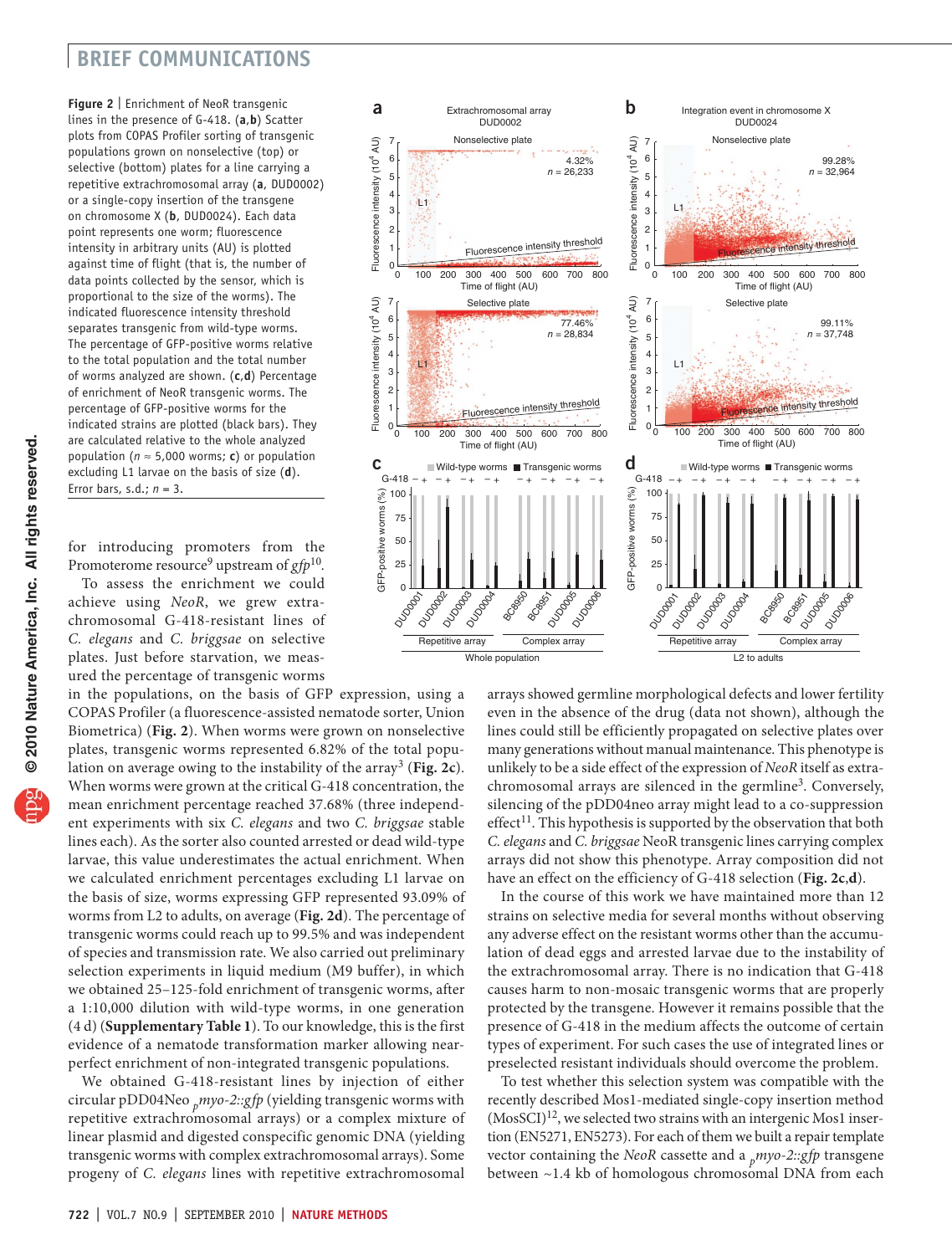**Figure 2** | Enrichment of NeoR transgenic lines in the presence of G-418. (**a**,**b**) Scatter plots from COPAS Profiler sorting of transgenic populations grown on nonselective (top) or selective (bottom) plates for a line carrying a repetitive extrachromosomal array (**a**, DUD0002) or a single-copy insertion of the transgene on chromosome X (**b**, DUD0024). Each data point represents one worm; fluorescence intensity in arbitrary units (AU) is plotted against time of flight (that is, the number of data points collected by the sensor, which is proportional to the size of the worms). The indicated fluorescence intensity threshold separates transgenic from wild-type worms. The percentage of GFP-positive worms relative to the total population and the total number of worms analyzed are shown. (**c**,**d**) Percentage of enrichment of NeoR transgenic worms. The percentage of GFP-positive worms for the indicated strains are plotted (black bars). They are calculated relative to the whole analyzed population ($n \approx 5{,}000$ worms; **c**) or population excluding L1 larvae on the basis of size (**d**). Error bars, s.d.; $n = 3$.

for introducing promoters from the Promoterome resource[9] upstream of *gfp*[10].

To assess the enrichment we could achieve using *NeoR*, we grew extrachromosomal G-418-resistant lines of *C. elegans* and *C. briggsae* on selective plates. Just before starvation, we measured the percentage of transgenic worms in the populations, on the basis of GFP expression, using a COPAS Profiler (a fluorescence-assisted nematode sorter, Union Biometrica) (**Fig. 2**). When worms were grown on nonselective plates, transgenic worms represented 6.82% of the total population on average owing to the instability of the array[3] (**Fig. 2c**). When worms were grown at the critical G-418 concentration, the mean enrichment percentage reached 37.68% (three independent experiments with six *C. elegans* and two *C. briggsae* stable lines each). As the sorter also counted arrested or dead wild-type larvae, this value underestimates the actual enrichment. When we calculated enrichment percentages excluding L1 larvae on the basis of size, worms expressing GFP represented 93.09% of worms from L2 to adults, on average (**Fig. 2d**). The percentage of transgenic worms could reach up to 99.5% and was independent of species and transmission rate. We also carried out preliminary selection experiments in liquid medium (M9 buffer), in which we obtained 25–125-fold enrichment of transgenic worms, after a 1:10,000 dilution with wild-type worms, in one generation (4 d) (**Supplementary Table 1**). To our knowledge, this is the first evidence of a nematode transformation marker allowing near-perfect enrichment of non-integrated transgenic populations.

We obtained G-418-resistant lines by injection of either circular pDD04Neo $_{p}$*myo-2::gfp* (yielding transgenic worms with repetitive extrachromosomal arrays) or a complex mixture of linear plasmid and digested conspecific genomic DNA (yielding transgenic worms with complex extrachromosomal arrays). Some progeny of *C. elegans* lines with repetitive extrachromosomal arrays showed germline morphological defects and lower fertility even in the absence of the drug (data not shown), although the lines could still be efficiently propagated on selective plates over many generations without manual maintenance. This phenotype is unlikely to be a side effect of the expression of *NeoR* itself as extrachromosomal arrays are silenced in the germline[3]. Conversely, silencing of the pDD04neo array might lead to a co-suppression effect[11]. This hypothesis is supported by the observation that both *C. elegans* and *C. briggsae* NeoR transgenic lines carrying complex arrays did not show this phenotype. Array composition did not have an effect on the efficiency of G-418 selection (**Fig. 2c**,**d**).

In the course of this work we have maintained more than 12 strains on selective media for several months without observing any adverse effect on the resistant worms other than the accumulation of dead eggs and arrested larvae due to the instability of the extrachromosomal array. There is no indication that G-418 causes harm to non-mosaic transgenic worms that are properly protected by the transgene. However it remains possible that the presence of G-418 in the medium affects the outcome of certain types of experiment. For such cases the use of integrated lines or preselected resistant individuals should overcome the problem.

To test whether this selection system was compatible with the recently described Mos1-mediated single-copy insertion method (MosSCI)[12], we selected two strains with an intergenic Mos1 insertion (EN5271, EN5273). For each of them we built a repair template vector containing the *NeoR* cassette and a $_{p}$*myo-2::gfp* transgene between ~1.4 kb of homologous chromosomal DNA from each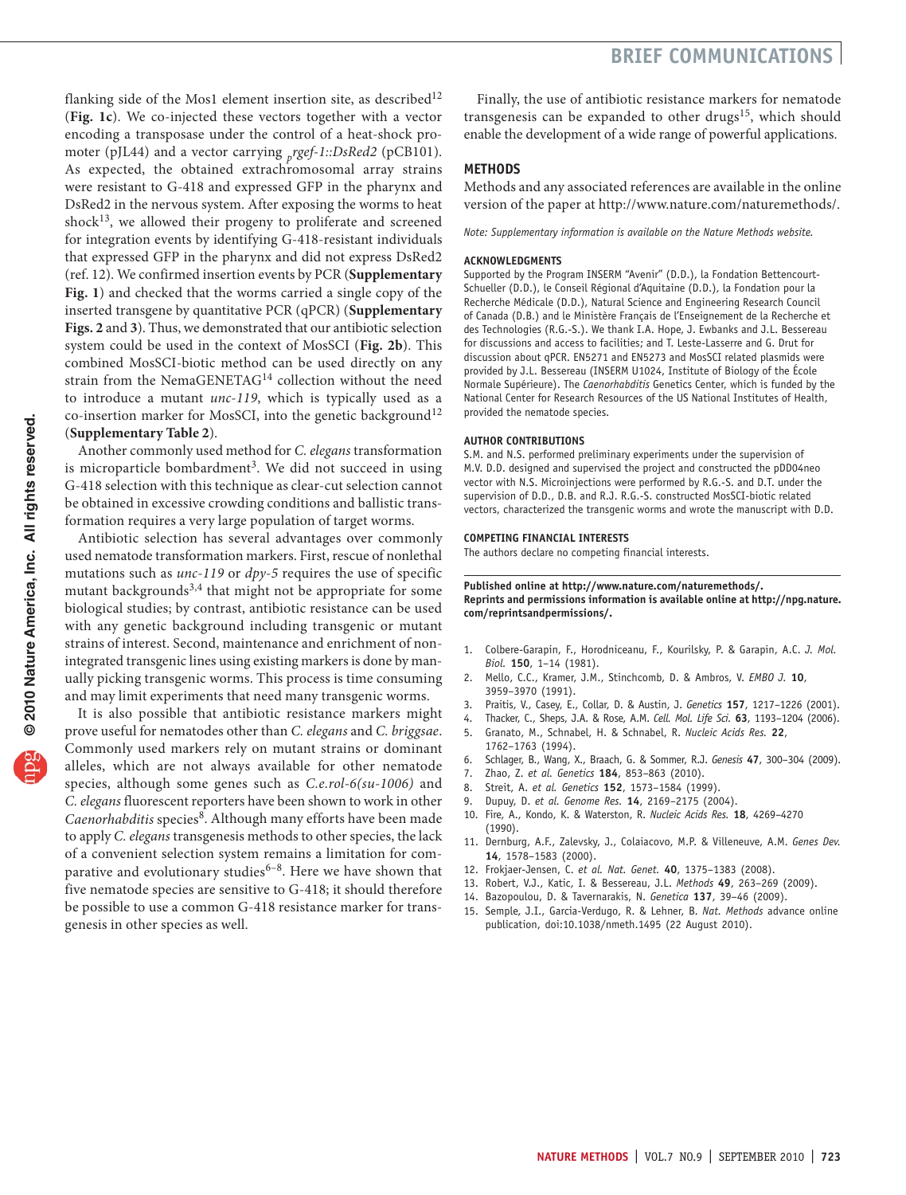flanking side of the Mos1 element insertion site, as described[12] (**Fig. 1c**). We co-injected these vectors together with a vector encoding a transposase under the control of a heat-shock promoter (pJL44) and a vector carrying $_{p}$*rgef-1::DsRed2* (pCB101). As expected, the obtained extrachromosomal array strains were resistant to G-418 and expressed GFP in the pharynx and DsRed2 in the nervous system. After exposing the worms to heat shock[13], we allowed their progeny to proliferate and screened for integration events by identifying G-418-resistant individuals that expressed GFP in the pharynx and did not express DsRed2 (ref. 12). We confirmed insertion events by PCR (**Supplementary Fig. 1**) and checked that the worms carried a single copy of the inserted transgene by quantitative PCR (qPCR) (**Supplementary Figs. 2** and **3**). Thus, we demonstrated that our antibiotic selection system could be used in the context of MosSCI (**Fig. 2b**). This combined MosSCI-biotic method can be used directly on any strain from the NemaGENETAG[14] collection without the need to introduce a mutant *unc-119*, which is typically used as a co-insertion marker for MosSCI, into the genetic background[12] (**Supplementary Table 2**).

Another commonly used method for *C. elegans* transformation is microparticle bombardment[3]. We did not succeed in using G-418 selection with this technique as clear-cut selection cannot be obtained in excessive crowding conditions and ballistic transformation requires a very large population of target worms.

Antibiotic selection has several advantages over commonly used nematode transformation markers. First, rescue of nonlethal mutations such as *unc-119* or *dpy-5* requires the use of specific mutant backgrounds[3,4] that might not be appropriate for some biological studies; by contrast, antibiotic resistance can be used with any genetic background including transgenic or mutant strains of interest. Second, maintenance and enrichment of non-integrated transgenic lines using existing markers is done by manually picking transgenic worms. This process is time consuming and may limit experiments that need many transgenic worms.

It is also possible that antibiotic resistance markers might prove useful for nematodes other than *C. elegans* and *C. briggsae*. Commonly used markers rely on mutant strains or dominant alleles, which are not always available for other nematode species, although some genes such as *C.e.rol-6(su-1006)* and *C. elegans* fluorescent reporters have been shown to work in other *Caenorhabditis* species[8]. Although many efforts have been made to apply *C. elegans* transgenesis methods to other species, the lack of a convenient selection system remains a limitation for comparative and evolutionary studies[6–8]. Here we have shown that five nematode species are sensitive to G-418; it should therefore be possible to use a common G-418 resistance marker for transgenesis in other species as well.

Finally, the use of antibiotic resistance markers for nematode transgenesis can be expanded to other drugs[15], which should enable the development of a wide range of powerful applications.

## METHODS

Methods and any associated references are available in the online version of the paper at http://www.nature.com/naturemethods/.

*Note: Supplementary information is available on the Nature Methods website.*

### ACKNOWLEDGMENTS

Supported by the Program INSERM "Avenir" (D.D.), la Fondation Bettencourt-Schueller (D.D.), le Conseil Régional d'Aquitaine (D.D.), la Fondation pour la Recherche Médicale (D.D.), Natural Science and Engineering Research Council of Canada (D.B.) and le Ministère Français de l'Enseignement de la Recherche et des Technologies (R.G.-S.). We thank I.A. Hope, J. Ewbanks and J.L. Bessereau for discussions and access to facilities; and T. Leste-Lasserre and G. Drut for discussion about qPCR. EN5271 and EN5273 and MosSCI related plasmids were provided by J.L. Bessereau (INSERM U1024, Institute of Biology of the École Normale Supérieure). The *Caenorhabditis* Genetics Center, which is funded by the National Center for Research Resources of the US National Institutes of Health, provided the nematode species.

### AUTHOR CONTRIBUTIONS

S.M. and N.S. performed preliminary experiments under the supervision of M.V. D.D. designed and supervised the project and constructed the pDD04neo vector with N.S. Microinjections were performed by R.G.-S. and D.T. under the supervision of D.D., D.B. and R.J. R.G.-S. constructed MosSCI-biotic related vectors, characterized the transgenic worms and wrote the manuscript with D.D.

### COMPETING FINANCIAL INTERESTS

The authors declare no competing financial interests.

**Published online at http://www.nature.com/naturemethods/.**
**Reprints and permissions information is available online at http://npg.nature.com/reprintsandpermissions/.**

1. Colbere-Garapin, F., Horodniceanu, F., Kourilsky, P. & Garapin, A.C. *J. Mol. Biol.* **150**, 1–14 (1981).
2. Mello, C.C., Kramer, J.M., Stinchcomb, D. & Ambros, V. *EMBO J.* **10**, 3959–3970 (1991).
3. Praitis, V., Casey, E., Collar, D. & Austin, J. *Genetics* **157**, 1217–1226 (2001).
4. Thacker, C., Sheps, J.A. & Rose, A.M. *Cell. Mol. Life Sci.* **63**, 1193–1204 (2006).
5. Granato, M., Schnabel, H. & Schnabel, R. *Nucleic Acids Res.* **22**, 1762–1763 (1994).
6. Schlager, B., Wang, X., Braach, G. & Sommer, R.J. *Genesis* **47**, 300–304 (2009).
7. Zhao, Z. *et al. Genetics* **184**, 853–863 (2010).
8. Streit, A. *et al. Genetics* **152**, 1573–1584 (1999).
9. Dupuy, D. *et al. Genome Res.* **14**, 2169–2175 (2004).
10. Fire, A., Kondo, K. & Waterston, R. *Nucleic Acids Res.* **18**, 4269–4270 (1990).
11. Dernburg, A.F., Zalevsky, J., Colaiacovo, M.P. & Villeneuve, A.M. *Genes Dev.* **14**, 1578–1583 (2000).
12. Frokjaer-Jensen, C. *et al. Nat. Genet.* **40**, 1375–1383 (2008).
13. Robert, V.J., Katic, I. & Bessereau, J.L. *Methods* **49**, 263–269 (2009).
14. Bazopoulou, D. & Tavernarakis, N. *Genetica* **137**, 39–46 (2009).
15. Semple, J.I., Garcia-Verdugo, R. & Lehner, B. *Nat. Methods* advance online publication, doi:10.1038/nmeth.1495 (22 August 2010).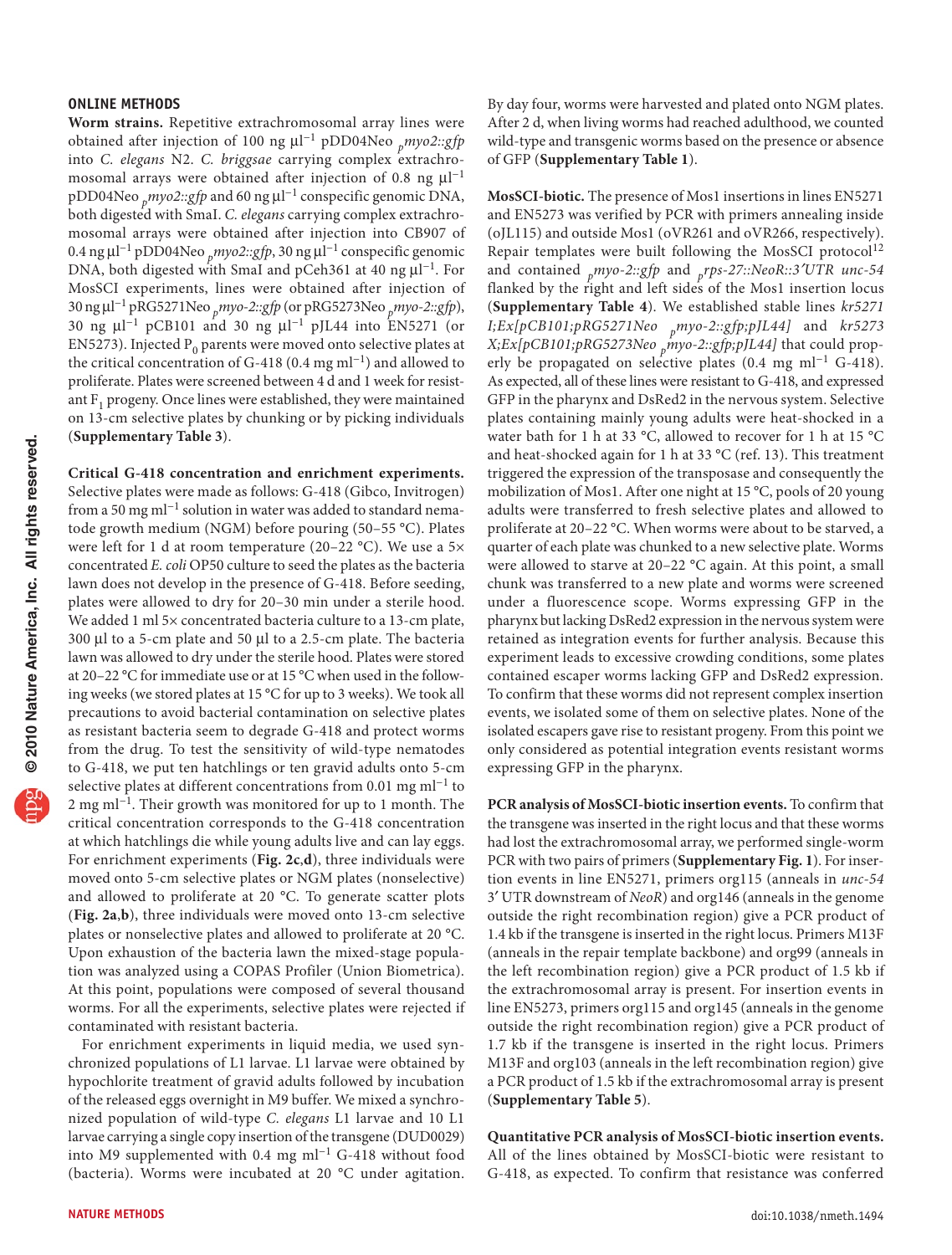## ONLINE METHODS

**Worm strains.** Repetitive extrachromosomal array lines were obtained after injection of 100 ng μl$^{-1}$ pDD04Neo $_p$*myo2::gfp* into *C. elegans* N2. *C. briggsae* carrying complex extrachromosomal arrays were obtained after injection of 0.8 ng μl$^{-1}$ pDD04Neo $_p$*myo2::gfp* and 60 ng μl$^{-1}$ conspecific genomic DNA, both digested with SmaI. *C. elegans* carrying complex extrachromosomal arrays were obtained after injection into CB907 of 0.4 ng μl$^{-1}$ pDD04Neo $_p$*myo2::gfp*, 30 ng μl$^{-1}$ conspecific genomic DNA, both digested with SmaI and pCeh361 at 40 ng μl$^{-1}$. For MosSCI experiments, lines were obtained after injection of 30 ng μl$^{-1}$ pRG5271Neo $_p$*myo-2::gfp* (or pRG5273Neo $_p$*myo-2::gfp*), 30 ng μl$^{-1}$ pCB101 and 30 ng μl$^{-1}$ pJL44 into EN5271 (or EN5273). Injected $P_0$ parents were moved onto selective plates at the critical concentration of G-418 (0.4 mg ml$^{-1}$) and allowed to proliferate. Plates were screened between 4 d and 1 week for resistant $F_1$ progeny. Once lines were established, they were maintained on 13-cm selective plates by chunking or by picking individuals (**Supplementary Table 3**).

**Critical G-418 concentration and enrichment experiments.** Selective plates were made as follows: G-418 (Gibco, Invitrogen) from a 50 mg ml$^{-1}$ solution in water was added to standard nematode growth medium (NGM) before pouring (50–55 °C). Plates were left for 1 d at room temperature (20–22 °C). We use a 5× concentrated *E. coli* OP50 culture to seed the plates as the bacteria lawn does not develop in the presence of G-418. Before seeding, plates were allowed to dry for 20–30 min under a sterile hood. We added 1 ml 5× concentrated bacteria culture to a 13-cm plate, 300 μl to a 5-cm plate and 50 μl to a 2.5-cm plate. The bacteria lawn was allowed to dry under the sterile hood. Plates were stored at 20–22 °C for immediate use or at 15 °C when used in the following weeks (we stored plates at 15 °C for up to 3 weeks). We took all precautions to avoid bacterial contamination on selective plates as resistant bacteria seem to degrade G-418 and protect worms from the drug. To test the sensitivity of wild-type nematodes to G-418, we put ten hatchlings or ten gravid adults onto 5-cm selective plates at different concentrations from 0.01 mg ml$^{-1}$ to 2 mg ml$^{-1}$. Their growth was monitored for up to 1 month. The critical concentration corresponds to the G-418 concentration at which hatchlings die while young adults live and can lay eggs. For enrichment experiments (**Fig. 2c**,**d**), three individuals were moved onto 5-cm selective plates or NGM plates (nonselective) and allowed to proliferate at 20 °C. To generate scatter plots (**Fig. 2a**,**b**), three individuals were moved onto 13-cm selective plates or nonselective plates and allowed to proliferate at 20 °C. Upon exhaustion of the bacteria lawn the mixed-stage population was analyzed using a COPAS Profiler (Union Biometrica). At this point, populations were composed of several thousand worms. For all the experiments, selective plates were rejected if contaminated with resistant bacteria.

For enrichment experiments in liquid media, we used synchronized populations of L1 larvae. L1 larvae were obtained by hypochlorite treatment of gravid adults followed by incubation of the released eggs overnight in M9 buffer. We mixed a synchronized population of wild-type *C. elegans* L1 larvae and 10 L1 larvae carrying a single copy insertion of the transgene (DUD0029) into M9 supplemented with 0.4 mg ml$^{-1}$ G-418 without food (bacteria). Worms were incubated at 20 °C under agitation. By day four, worms were harvested and plated onto NGM plates. After 2 d, when living worms had reached adulthood, we counted wild-type and transgenic worms based on the presence or absence of GFP (**Supplementary Table 1**).

**MosSCI-biotic.** The presence of Mos1 insertions in lines EN5271 and EN5273 was verified by PCR with primers annealing inside (oJL115) and outside Mos1 (oVR261 and oVR266, respectively). Repair templates were built following the MosSCI protocol[12] and contained $_p$*myo-2::gfp* and $_p$*rps-27::NeoR::3′UTR unc-54* flanked by the right and left sides of the Mos1 insertion locus (**Supplementary Table 4**). We established stable lines *kr5271 I;Ex[pCB101;pRG5271Neo* $_p$*myo-2::gfp;pJL44]* and *kr5273 X;Ex[pCB101;pRG5273Neo* $_p$*myo-2::gfp;pJL44]* that could properly be propagated on selective plates (0.4 mg ml$^{-1}$ G-418). As expected, all of these lines were resistant to G-418, and expressed GFP in the pharynx and DsRed2 in the nervous system. Selective plates containing mainly young adults were heat-shocked in a water bath for 1 h at 33 °C, allowed to recover for 1 h at 15 °C and heat-shocked again for 1 h at 33 °C (ref. 13). This treatment triggered the expression of the transposase and consequently the mobilization of Mos1. After one night at 15 °C, pools of 20 young adults were transferred to fresh selective plates and allowed to proliferate at 20–22 °C. When worms were about to be starved, a quarter of each plate was chunked to a new selective plate. Worms were allowed to starve at 20–22 °C again. At this point, a small chunk was transferred to a new plate and worms were screened under a fluorescence scope. Worms expressing GFP in the pharynx but lacking DsRed2 expression in the nervous system were retained as integration events for further analysis. Because this experiment leads to excessive crowding conditions, some plates contained escaper worms lacking GFP and DsRed2 expression. To confirm that these worms did not represent complex insertion events, we isolated some of them on selective plates. None of the isolated escapers gave rise to resistant progeny. From this point we only considered as potential integration events resistant worms expressing GFP in the pharynx.

**PCR analysis of MosSCI-biotic insertion events.** To confirm that the transgene was inserted in the right locus and that these worms had lost the extrachromosomal array, we performed single-worm PCR with two pairs of primers (**Supplementary Fig. 1**). For insertion events in line EN5271, primers org115 (anneals in *unc-54* 3′ UTR downstream of *NeoR*) and org146 (anneals in the genome outside the right recombination region) give a PCR product of 1.4 kb if the transgene is inserted in the right locus. Primers M13F (anneals in the repair template backbone) and org99 (anneals in the left recombination region) give a PCR product of 1.5 kb if the extrachromosomal array is present. For insertion events in line EN5273, primers org115 and org145 (anneals in the genome outside the right recombination region) give a PCR product of 1.7 kb if the transgene is inserted in the right locus. Primers M13F and org103 (anneals in the left recombination region) give a PCR product of 1.5 kb if the extrachromosomal array is present (**Supplementary Table 5**).

**Quantitative PCR analysis of MosSCI-biotic insertion events.** All of the lines obtained by MosSCI-biotic were resistant to G-418, as expected. To confirm that resistance was conferred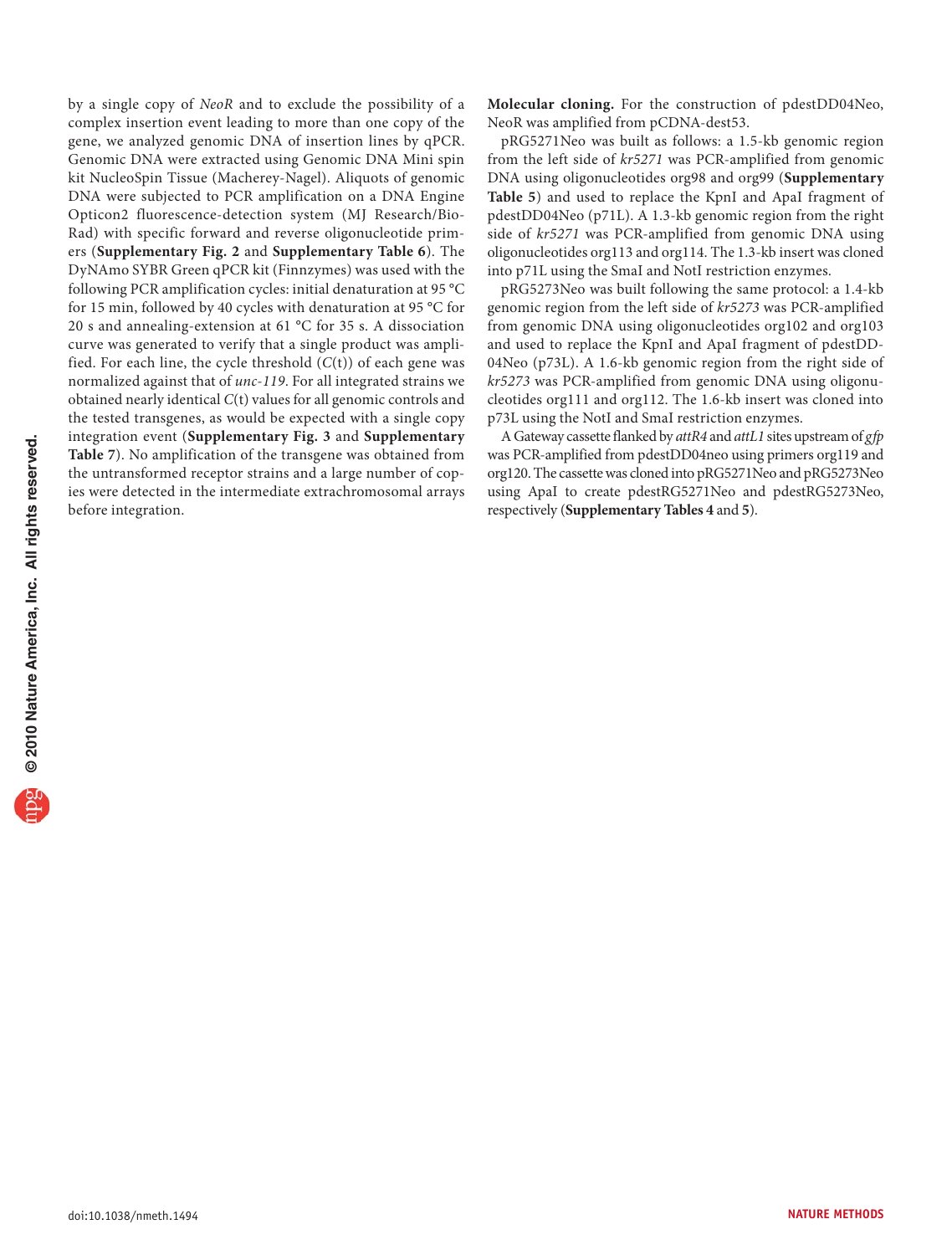by a single copy of *NeoR* and to exclude the possibility of a complex insertion event leading to more than one copy of the gene, we analyzed genomic DNA of insertion lines by qPCR. Genomic DNA were extracted using Genomic DNA Mini spin kit NucleoSpin Tissue (Macherey-Nagel). Aliquots of genomic DNA were subjected to PCR amplification on a DNA Engine Opticon2 fluorescence-detection system (MJ Research/Bio-Rad) with specific forward and reverse oligonucleotide primers (**Supplementary Fig. 2** and **Supplementary Table 6**). The DyNAmo SYBR Green qPCR kit (Finnzymes) was used with the following PCR amplification cycles: initial denaturation at 95 °C for 15 min, followed by 40 cycles with denaturation at 95 °C for 20 s and annealing-extension at 61 °C for 35 s. A dissociation curve was generated to verify that a single product was amplified. For each line, the cycle threshold ($C$(t)) of each gene was normalized against that of *unc-119*. For all integrated strains we obtained nearly identical $C$(t) values for all genomic controls and the tested transgenes, as would be expected with a single copy integration event (**Supplementary Fig. 3** and **Supplementary Table 7**). No amplification of the transgene was obtained from the untransformed receptor strains and a large number of copies were detected in the intermediate extrachromosomal arrays before integration.

**Molecular cloning.** For the construction of pdestDD04Neo, NeoR was amplified from pCDNA-dest53.

pRG5271Neo was built as follows: a 1.5-kb genomic region from the left side of *kr5271* was PCR-amplified from genomic DNA using oligonucleotides org98 and org99 (**Supplementary Table 5**) and used to replace the KpnI and ApaI fragment of pdestDD04Neo (p71L). A 1.3-kb genomic region from the right side of *kr5271* was PCR-amplified from genomic DNA using oligonucleotides org113 and org114. The 1.3-kb insert was cloned into p71L using the SmaI and NotI restriction enzymes.

pRG5273Neo was built following the same protocol: a 1.4-kb genomic region from the left side of *kr5273* was PCR-amplified from genomic DNA using oligonucleotides org102 and org103 and used to replace the KpnI and ApaI fragment of pdestDD-04Neo (p73L). A 1.6-kb genomic region from the right side of *kr5273* was PCR-amplified from genomic DNA using oligonucleotides org111 and org112. The 1.6-kb insert was cloned into p73L using the NotI and SmaI restriction enzymes.

A Gateway cassette flanked by *attR4* and *attL1* sites upstream of *gfp* was PCR-amplified from pdestDD04neo using primers org119 and org120. The cassette was cloned into pRG5271Neo and pRG5273Neo using ApaI to create pdestRG5271Neo and pdestRG5273Neo, respectively (**Supplementary Tables 4** and **5**).